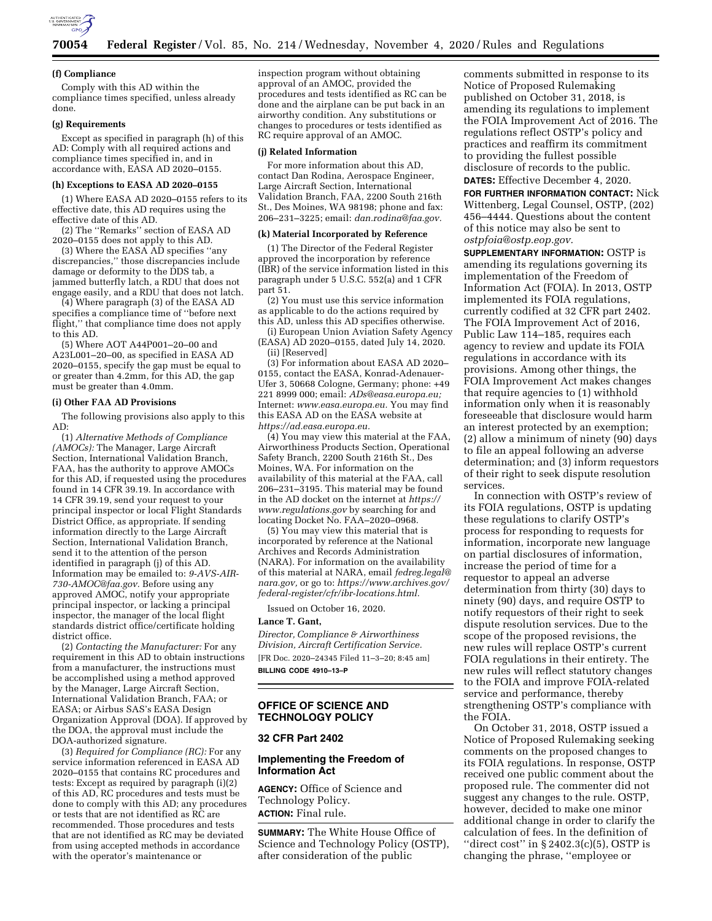**(f) Compliance**

Comply with this AD within the compliance times specified, unless already done.

**(g) Requirements**

Except as specified in paragraph (h) of this AD: Comply with all required actions and compliance times specified in, and in accordance with, EASA AD 2020–0155.

**(h) Exceptions to EASA AD 2020–0155**

(1) Where EASA AD 2020–0155 refers to its effective date, this AD requires using the effective date of this AD.

(2) The ''Remarks'' section of EASA AD 2020–0155 does not apply to this AD.

(3) Where the EASA AD specifies ''any discrepancies,'' those discrepancies include damage or deformity to the DDS tab, a jammed butterfly latch, a RDU that does not engage easily, and a RDU that does not latch.

(4) Where paragraph (3) of the EASA AD specifies a compliance time of ''before next flight,'' that compliance time does not apply to this AD.

(5) Where AOT A44P001–20–00 and A23L001–20–00, as specified in EASA AD 2020–0155, specify the gap must be equal to or greater than 4.2mm, for this AD, the gap must be greater than 4.0mm.

**(i) Other FAA AD Provisions**

The following provisions also apply to this AD:

(1) *Alternative Methods of Compliance (AMOCs):* The Manager, Large Aircraft Section, International Validation Branch, FAA, has the authority to approve AMOCs for this AD, if requested using the procedures found in 14 CFR 39.19. In accordance with 14 CFR 39.19, send your request to your principal inspector or local Flight Standards District Office, as appropriate. If sending information directly to the Large Aircraft Section, International Validation Branch, send it to the attention of the person identified in paragraph (j) of this AD. Information may be emailed to: *9-AVS-AIR-730-AMOC@faa.gov.* Before using any approved AMOC, notify your appropriate principal inspector, or lacking a principal inspector, the manager of the local flight standards district office/certificate holding district office.

(2) *Contacting the Manufacturer:* For any requirement in this AD to obtain instructions from a manufacturer, the instructions must be accomplished using a method approved by the Manager, Large Aircraft Section, International Validation Branch, FAA; or EASA; or Airbus SAS's EASA Design Organization Approval (DOA). If approved by the DOA, the approval must include the DOA-authorized signature.

(3) *Required for Compliance (RC):* For any service information referenced in EASA AD 2020–0155 that contains RC procedures and tests: Except as required by paragraph (i)(2) of this AD, RC procedures and tests must be done to comply with this AD; any procedures or tests that are not identified as RC are recommended. Those procedures and tests that are not identified as RC may be deviated from using accepted methods in accordance with the operator's maintenance or inspection program without obtaining approval of an AMOC, provided the procedures and tests identified as RC can be done and the airplane can be put back in an airworthy condition. Any substitutions or changes to procedures or tests identified as RC require approval of an AMOC.

**(j) Related Information**

For more information about this AD, contact Dan Rodina, Aerospace Engineer, Large Aircraft Section, International Validation Branch, FAA, 2200 South 216th St., Des Moines, WA 98198; phone and fax: 206–231–3225; email: *dan.rodina@faa.gov.*

**(k) Material Incorporated by Reference**

(1) The Director of the Federal Register approved the incorporation by reference (IBR) of the service information listed in this paragraph under 5 U.S.C. 552(a) and 1 CFR part 51.

(2) You must use this service information as applicable to do the actions required by this AD, unless this AD specifies otherwise.

(i) European Union Aviation Safety Agency (EASA) AD 2020–0155, dated July 14, 2020.

(ii) [Reserved]

(3) For information about EASA AD 2020–0155, contact the EASA, Konrad-Adenauer-Ufer 3, 50668 Cologne, Germany; phone: +49 221 8999 000; email: *ADs@easa.europa.eu;* Internet: *www.easa.europa.eu.* You may find this EASA AD on the EASA website at *https://ad.easa.europa.eu.*

(4) You may view this material at the FAA, Airworthiness Products Section, Operational Safety Branch, 2200 South 216th St., Des Moines, WA. For information on the availability of this material at the FAA, call 206–231–3195. This material may be found in the AD docket on the internet at *https://www.regulations.gov* by searching for and locating Docket No. FAA–2020–0968.

(5) You may view this material that is incorporated by reference at the National Archives and Records Administration (NARA). For information on the availability of this material at NARA, email *fedreg.legal@nara.gov,* or go to: *https://www.archives.gov/federal-register/cfr/ibr-locations.html.*

Issued on October 16, 2020.

**Lance T. Gant,**

*Director, Compliance & Airworthiness Division, Aircraft Certification Service.*

[FR Doc. 2020–24345 Filed 11–3–20; 8:45 am]

**BILLING CODE 4910–13–P**

---

## OFFICE OF SCIENCE AND TECHNOLOGY POLICY

## 32 CFR Part 2402

## Implementing the Freedom of Information Act

**AGENCY:** Office of Science and Technology Policy.

**ACTION:** Final rule.

**SUMMARY:** The White House Office of Science and Technology Policy (OSTP), after consideration of the public comments submitted in response to its Notice of Proposed Rulemaking published on October 31, 2018, is amending its regulations to implement the FOIA Improvement Act of 2016. The regulations reflect OSTP's policy and practices and reaffirm its commitment to providing the fullest possible disclosure of records to the public.

**DATES:** Effective December 4, 2020.

**FOR FURTHER INFORMATION CONTACT:** Nick Wittenberg, Legal Counsel, OSTP, (202) 456–4444. Questions about the content of this notice may also be sent to *ostpfoia@ostp.eop.gov.*

**SUPPLEMENTARY INFORMATION:** OSTP is amending its regulations governing its implementation of the Freedom of Information Act (FOIA). In 2013, OSTP implemented its FOIA regulations, currently codified at 32 CFR part 2402. The FOIA Improvement Act of 2016, Public Law 114–185, requires each agency to review and update its FOIA regulations in accordance with its provisions. Among other things, the FOIA Improvement Act makes changes that require agencies to (1) withhold information only when it is reasonably foreseeable that disclosure would harm an interest protected by an exemption; (2) allow a minimum of ninety (90) days to file an appeal following an adverse determination; and (3) inform requestors of their right to seek dispute resolution services.

In connection with OSTP's review of its FOIA regulations, OSTP is updating these regulations to clarify OSTP's process for responding to requests for information, incorporate new language on partial disclosures of information, increase the period of time for a requestor to appeal an adverse determination from thirty (30) days to ninety (90) days, and require OSTP to notify requestors of their right to seek dispute resolution services. Due to the scope of the proposed revisions, the new rules will replace OSTP's current FOIA regulations in their entirety. The new rules will reflect statutory changes to the FOIA and improve FOIA-related service and performance, thereby strengthening OSTP's compliance with the FOIA.

On October 31, 2018, OSTP issued a Notice of Proposed Rulemaking seeking comments on the proposed changes to its FOIA regulations. In response, OSTP received one public comment about the proposed rule. The commenter did not suggest any changes to the rule. OSTP, however, decided to make one minor additional change in order to clarify the calculation of fees. In the definition of ''direct cost'' in § 2402.3(c)(5), OSTP is changing the phrase, ''employee or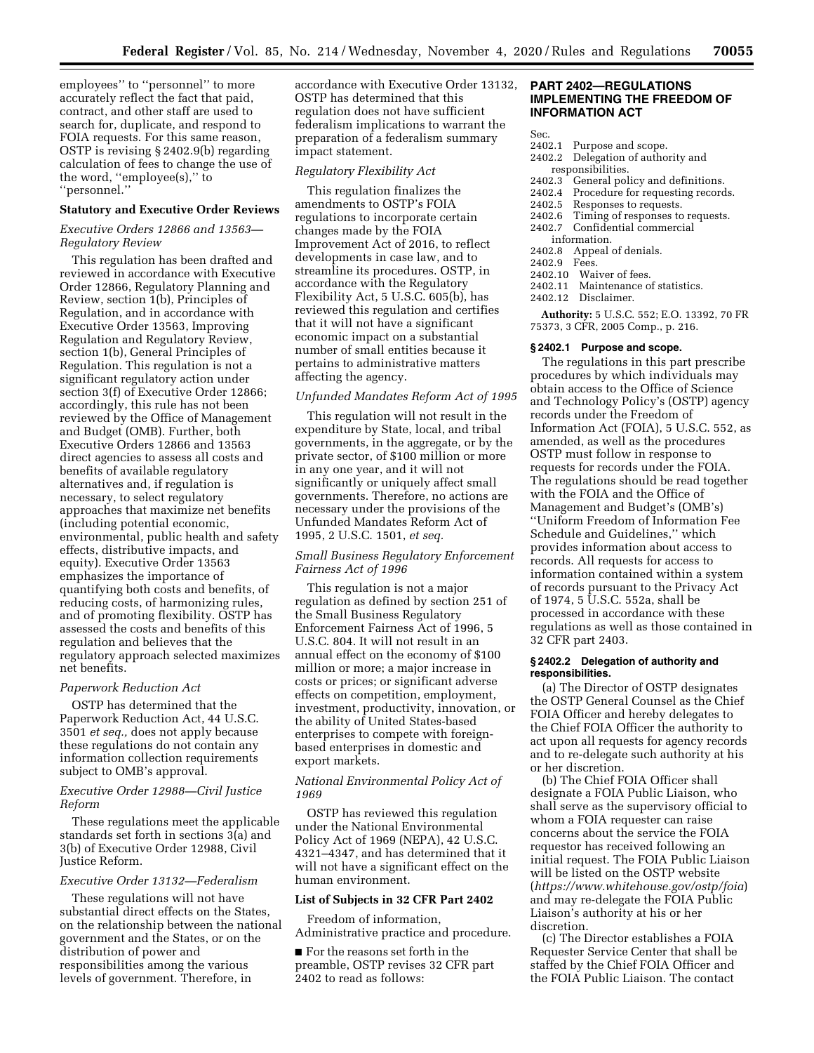employees'' to ''personnel'' to more accurately reflect the fact that paid, contract, and other staff are used to search for, duplicate, and respond to FOIA requests. For this same reason, OSTP is revising § 2402.9(b) regarding calculation of fees to change the use of the word, ''employee(s),'' to ''personnel.''

## Statutory and Executive Order Reviews

### *Executive Orders 12866 and 13563—Regulatory Review*

This regulation has been drafted and reviewed in accordance with Executive Order 12866, Regulatory Planning and Review, section 1(b), Principles of Regulation, and in accordance with Executive Order 13563, Improving Regulation and Regulatory Review, section 1(b), General Principles of Regulation. This regulation is not a significant regulatory action under section 3(f) of Executive Order 12866; accordingly, this rule has not been reviewed by the Office of Management and Budget (OMB). Further, both Executive Orders 12866 and 13563 direct agencies to assess all costs and benefits of available regulatory alternatives and, if regulation is necessary, to select regulatory approaches that maximize net benefits (including potential economic, environmental, public health and safety effects, distributive impacts, and equity). Executive Order 13563 emphasizes the importance of quantifying both costs and benefits, of reducing costs, of harmonizing rules, and of promoting flexibility. OSTP has assessed the costs and benefits of this regulation and believes that the regulatory approach selected maximizes net benefits.

### *Paperwork Reduction Act*

OSTP has determined that the Paperwork Reduction Act, 44 U.S.C. 3501 *et seq.,* does not apply because these regulations do not contain any information collection requirements subject to OMB's approval.

### *Executive Order 12988—Civil Justice Reform*

These regulations meet the applicable standards set forth in sections 3(a) and 3(b) of Executive Order 12988, Civil Justice Reform.

### *Executive Order 13132—Federalism*

These regulations will not have substantial direct effects on the States, on the relationship between the national government and the States, or on the distribution of power and responsibilities among the various levels of government. Therefore, in accordance with Executive Order 13132, OSTP has determined that this regulation does not have sufficient federalism implications to warrant the preparation of a federalism summary impact statement.

### *Regulatory Flexibility Act*

This regulation finalizes the amendments to OSTP's FOIA regulations to incorporate certain changes made by the FOIA Improvement Act of 2016, to reflect developments in case law, and to streamline its procedures. OSTP, in accordance with the Regulatory Flexibility Act, 5 U.S.C. 605(b), has reviewed this regulation and certifies that it will not have a significant economic impact on a substantial number of small entities because it pertains to administrative matters affecting the agency.

### *Unfunded Mandates Reform Act of 1995*

This regulation will not result in the expenditure by State, local, and tribal governments, in the aggregate, or by the private sector, of $100 million or more in any one year, and it will not significantly or uniquely affect small governments. Therefore, no actions are necessary under the provisions of the Unfunded Mandates Reform Act of 1995, 2 U.S.C. 1501, *et seq.*

### *Small Business Regulatory Enforcement Fairness Act of 1996*

This regulation is not a major regulation as defined by section 251 of the Small Business Regulatory Enforcement Fairness Act of 1996, 5 U.S.C. 804. It will not result in an annual effect on the economy of $100 million or more; a major increase in costs or prices; or significant adverse effects on competition, employment, investment, productivity, innovation, or the ability of United States-based enterprises to compete with foreign-based enterprises in domestic and export markets.

### *National Environmental Policy Act of 1969*

OSTP has reviewed this regulation under the National Environmental Policy Act of 1969 (NEPA), 42 U.S.C. 4321–4347, and has determined that it will not have a significant effect on the human environment.

## List of Subjects in 32 CFR Part 2402

Freedom of information, Administrative practice and procedure.

■ For the reasons set forth in the preamble, OSTP revises 32 CFR part 2402 to read as follows:

## PART 2402—REGULATIONS IMPLEMENTING THE FREEDOM OF INFORMATION ACT

Sec.
2402.1 Purpose and scope.
2402.2 Delegation of authority and responsibilities.
2402.3 General policy and definitions.
2402.4 Procedure for requesting records.
2402.5 Responses to requests.
2402.6 Timing of responses to requests.
2402.7 Confidential commercial information.
2402.8 Appeal of denials.
2402.9 Fees.
2402.10 Waiver of fees.
2402.11 Maintenance of statistics.
2402.12 Disclaimer.

**Authority:** 5 U.S.C. 552; E.O. 13392, 70 FR 75373, 3 CFR, 2005 Comp., p. 216.

### § 2402.1 Purpose and scope.

The regulations in this part prescribe procedures by which individuals may obtain access to the Office of Science and Technology Policy's (OSTP) agency records under the Freedom of Information Act (FOIA), 5 U.S.C. 552, as amended, as well as the procedures OSTP must follow in response to requests for records under the FOIA. The regulations should be read together with the FOIA and the Office of Management and Budget's (OMB's) ''Uniform Freedom of Information Fee Schedule and Guidelines,'' which provides information about access to records. All requests for access to information contained within a system of records pursuant to the Privacy Act of 1974, 5 U.S.C. 552a, shall be processed in accordance with these regulations as well as those contained in 32 CFR part 2403.

### § 2402.2 Delegation of authority and responsibilities.

(a) The Director of OSTP designates the OSTP General Counsel as the Chief FOIA Officer and hereby delegates to the Chief FOIA Officer the authority to act upon all requests for agency records and to re-delegate such authority at his or her discretion.

(b) The Chief FOIA Officer shall designate a FOIA Public Liaison, who shall serve as the supervisory official to whom a FOIA requester can raise concerns about the service the FOIA requestor has received following an initial request. The FOIA Public Liaison will be listed on the OSTP website (*https://www.whitehouse.gov/ostp/foia*) and may re-delegate the FOIA Public Liaison's authority at his or her discretion.

(c) The Director establishes a FOIA Requester Service Center that shall be staffed by the Chief FOIA Officer and the FOIA Public Liaison. The contact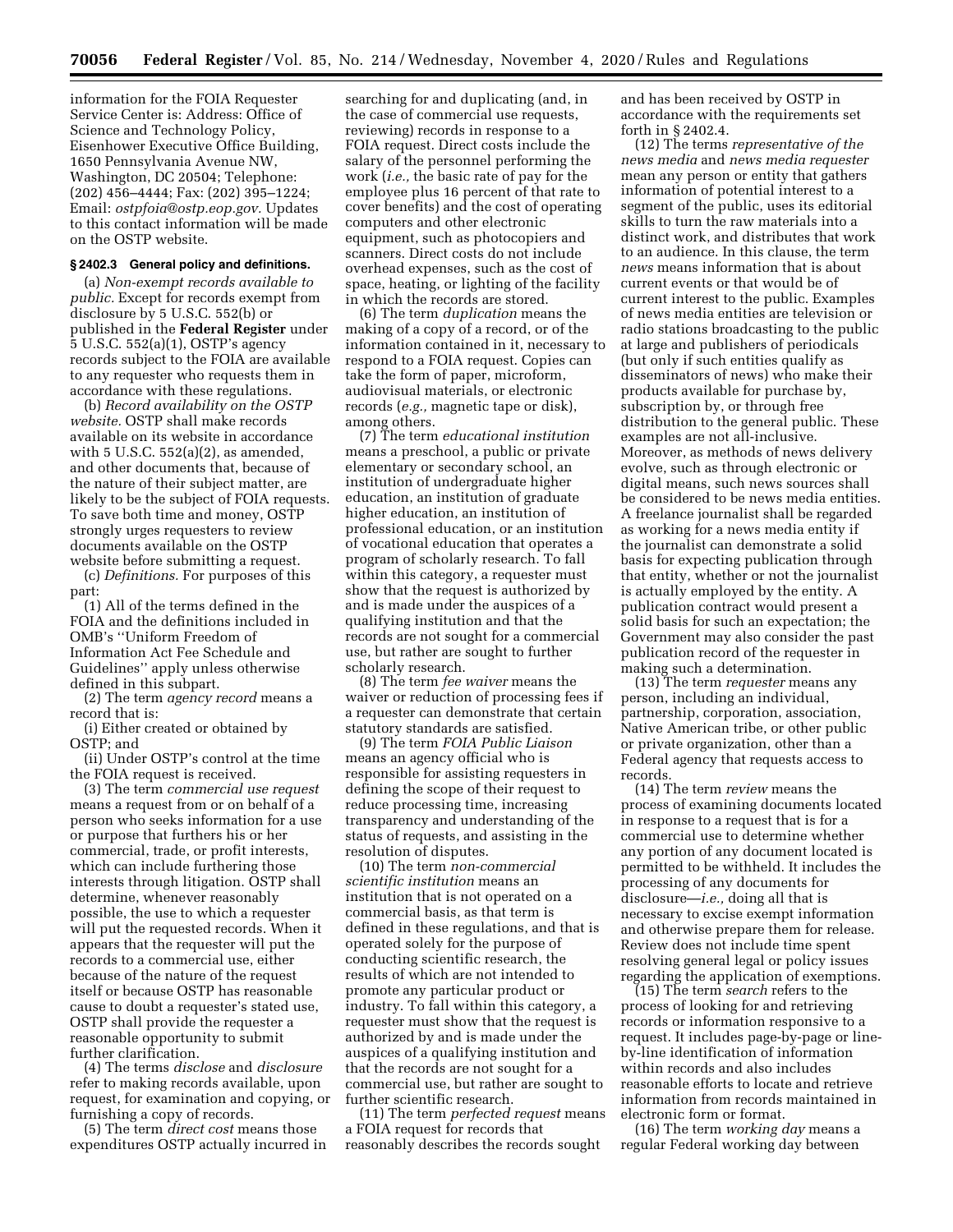information for the FOIA Requester Service Center is: Address: Office of Science and Technology Policy, Eisenhower Executive Office Building, 1650 Pennsylvania Avenue NW, Washington, DC 20504; Telephone: (202) 456–4444; Fax: (202) 395–1224; Email: *ostpfoia@ostp.eop.gov.* Updates to this contact information will be made on the OSTP website.

**§ 2402.3 General policy and definitions.**

(a) *Non-exempt records available to public.* Except for records exempt from disclosure by 5 U.S.C. 552(b) or published in the **Federal Register** under 5 U.S.C. 552(a)(1), OSTP's agency records subject to the FOIA are available to any requester who requests them in accordance with these regulations.

(b) *Record availability on the OSTP website.* OSTP shall make records available on its website in accordance with 5 U.S.C. 552(a)(2), as amended, and other documents that, because of the nature of their subject matter, are likely to be the subject of FOIA requests. To save both time and money, OSTP strongly urges requesters to review documents available on the OSTP website before submitting a request.

(c) *Definitions.* For purposes of this part:

(1) All of the terms defined in the FOIA and the definitions included in OMB's ''Uniform Freedom of Information Act Fee Schedule and Guidelines'' apply unless otherwise defined in this subpart.

(2) The term *agency record* means a record that is:

(i) Either created or obtained by OSTP; and

(ii) Under OSTP's control at the time the FOIA request is received.

(3) The term *commercial use request* means a request from or on behalf of a person who seeks information for a use or purpose that furthers his or her commercial, trade, or profit interests, which can include furthering those interests through litigation. OSTP shall determine, whenever reasonably possible, the use to which a requester will put the requested records. When it appears that the requester will put the records to a commercial use, either because of the nature of the request itself or because OSTP has reasonable cause to doubt a requester's stated use, OSTP shall provide the requester a reasonable opportunity to submit further clarification.

(4) The terms *disclose* and *disclosure* refer to making records available, upon request, for examination and copying, or furnishing a copy of records.

(5) The term *direct cost* means those expenditures OSTP actually incurred in searching for and duplicating (and, in the case of commercial use requests, reviewing) records in response to a FOIA request. Direct costs include the salary of the personnel performing the work (*i.e.,* the basic rate of pay for the employee plus 16 percent of that rate to cover benefits) and the cost of operating computers and other electronic equipment, such as photocopiers and scanners. Direct costs do not include overhead expenses, such as the cost of space, heating, or lighting of the facility in which the records are stored.

(6) The term *duplication* means the making of a copy of a record, or of the information contained in it, necessary to respond to a FOIA request. Copies can take the form of paper, microform, audiovisual materials, or electronic records (*e.g.,* magnetic tape or disk), among others.

(7) The term *educational institution* means a preschool, a public or private elementary or secondary school, an institution of undergraduate higher education, an institution of graduate higher education, an institution of professional education, or an institution of vocational education that operates a program of scholarly research. To fall within this category, a requester must show that the request is authorized by and is made under the auspices of a qualifying institution and that the records are not sought for a commercial use, but rather are sought to further scholarly research.

(8) The term *fee waiver* means the waiver or reduction of processing fees if a requester can demonstrate that certain statutory standards are satisfied.

(9) The term *FOIA Public Liaison* means an agency official who is responsible for assisting requesters in defining the scope of their request to reduce processing time, increasing transparency and understanding of the status of requests, and assisting in the resolution of disputes.

(10) The term *non-commercial scientific institution* means an institution that is not operated on a commercial basis, as that term is defined in these regulations, and that is operated solely for the purpose of conducting scientific research, the results of which are not intended to promote any particular product or industry. To fall within this category, a requester must show that the request is authorized by and is made under the auspices of a qualifying institution and that the records are not sought for a commercial use, but rather are sought to further scientific research.

(11) The term *perfected request* means a FOIA request for records that reasonably describes the records sought and has been received by OSTP in accordance with the requirements set forth in § 2402.4.

(12) The terms *representative of the news media* and *news media requester* mean any person or entity that gathers information of potential interest to a segment of the public, uses its editorial skills to turn the raw materials into a distinct work, and distributes that work to an audience. In this clause, the term *news* means information that is about current events or that would be of current interest to the public. Examples of news media entities are television or radio stations broadcasting to the public at large and publishers of periodicals (but only if such entities qualify as disseminators of news) who make their products available for purchase by, subscription by, or through free distribution to the general public. These examples are not all-inclusive. Moreover, as methods of news delivery evolve, such as through electronic or digital means, such news sources shall be considered to be news media entities. A freelance journalist shall be regarded as working for a news media entity if the journalist can demonstrate a solid basis for expecting publication through that entity, whether or not the journalist is actually employed by the entity. A publication contract would present a solid basis for such an expectation; the Government may also consider the past publication record of the requester in making such a determination.

(13) The term *requester* means any person, including an individual, partnership, corporation, association, Native American tribe, or other public or private organization, other than a Federal agency that requests access to records.

(14) The term *review* means the process of examining documents located in response to a request that is for a commercial use to determine whether any portion of any document located is permitted to be withheld. It includes the processing of any documents for disclosure—*i.e.,* doing all that is necessary to excise exempt information and otherwise prepare them for release. Review does not include time spent resolving general legal or policy issues regarding the application of exemptions.

(15) The term *search* refers to the process of looking for and retrieving records or information responsive to a request. It includes page-by-page or line-by-line identification of information within records and also includes reasonable efforts to locate and retrieve information from records maintained in electronic form or format.

(16) The term *working day* means a regular Federal working day between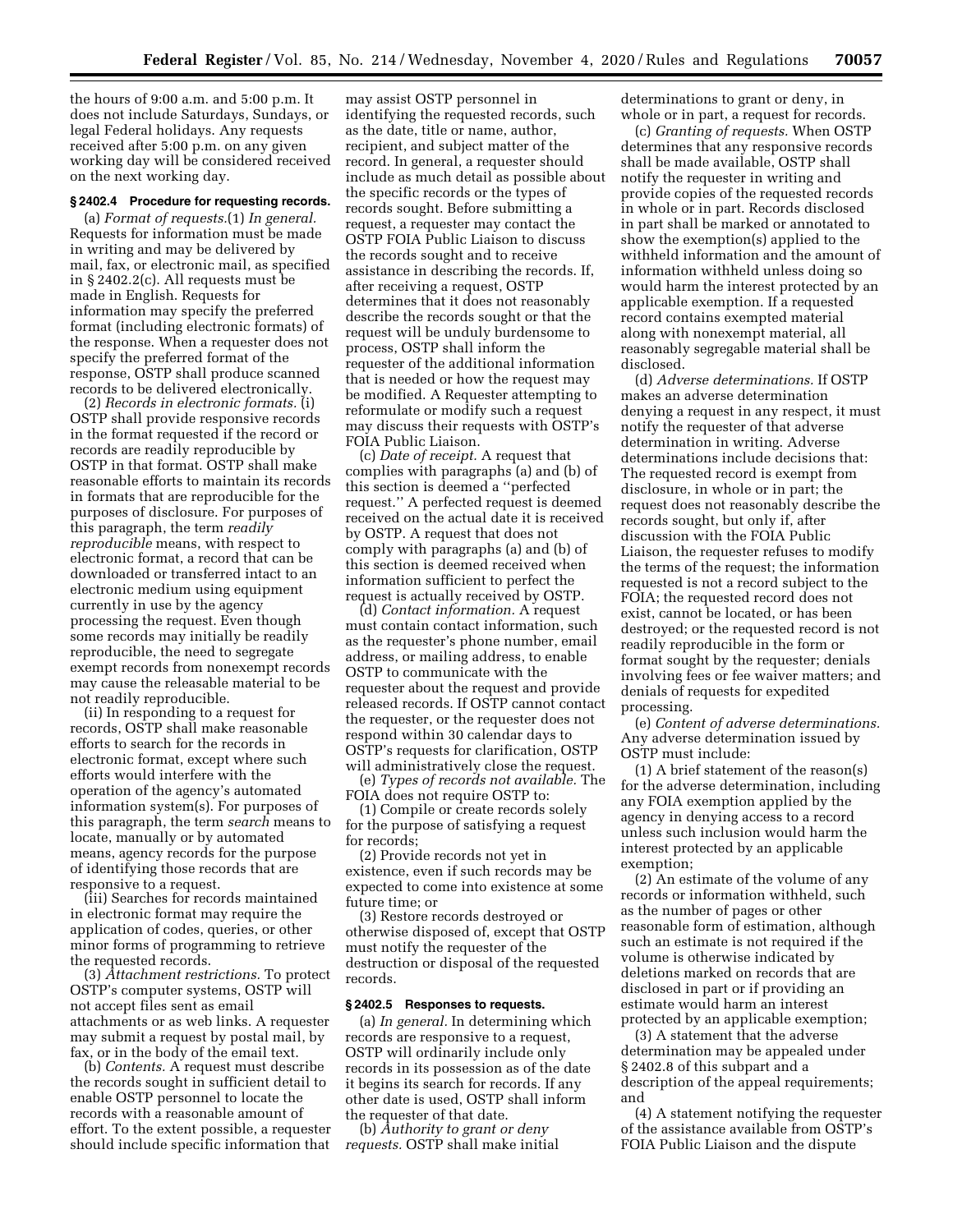the hours of 9:00 a.m. and 5:00 p.m. It does not include Saturdays, Sundays, or legal Federal holidays. Any requests received after 5:00 p.m. on any given working day will be considered received on the next working day.

### § 2402.4 Procedure for requesting records.

(a) *Format of requests.*(1) *In general.* Requests for information must be made in writing and may be delivered by mail, fax, or electronic mail, as specified in § 2402.2(c). All requests must be made in English. Requests for information may specify the preferred format (including electronic formats) of the response. When a requester does not specify the preferred format of the response, OSTP shall produce scanned records to be delivered electronically.

(2) *Records in electronic formats.* (i) OSTP shall provide responsive records in the format requested if the record or records are readily reproducible by OSTP in that format. OSTP shall make reasonable efforts to maintain its records in formats that are reproducible for the purposes of disclosure. For purposes of this paragraph, the term *readily reproducible* means, with respect to electronic format, a record that can be downloaded or transferred intact to an electronic medium using equipment currently in use by the agency processing the request. Even though some records may initially be readily reproducible, the need to segregate exempt records from nonexempt records may cause the releasable material to be not readily reproducible.

(ii) In responding to a request for records, OSTP shall make reasonable efforts to search for the records in electronic format, except where such efforts would interfere with the operation of the agency's automated information system(s). For purposes of this paragraph, the term *search* means to locate, manually or by automated means, agency records for the purpose of identifying those records that are responsive to a request.

(iii) Searches for records maintained in electronic format may require the application of codes, queries, or other minor forms of programming to retrieve the requested records.

(3) *Attachment restrictions.* To protect OSTP's computer systems, OSTP will not accept files sent as email attachments or as web links. A requester may submit a request by postal mail, by fax, or in the body of the email text.

(b) *Contents.* A request must describe the records sought in sufficient detail to enable OSTP personnel to locate the records with a reasonable amount of effort. To the extent possible, a requester should include specific information that may assist OSTP personnel in identifying the requested records, such as the date, title or name, author, recipient, and subject matter of the record. In general, a requester should include as much detail as possible about the specific records or the types of records sought. Before submitting a request, a requester may contact the OSTP FOIA Public Liaison to discuss the records sought and to receive assistance in describing the records. If, after receiving a request, OSTP determines that it does not reasonably describe the records sought or that the request will be unduly burdensome to process, OSTP shall inform the requester of the additional information that is needed or how the request may be modified. A Requester attempting to reformulate or modify such a request may discuss their requests with OSTP's FOIA Public Liaison.

(c) *Date of receipt.* A request that complies with paragraphs (a) and (b) of this section is deemed a ''perfected request.'' A perfected request is deemed received on the actual date it is received by OSTP. A request that does not comply with paragraphs (a) and (b) of this section is deemed received when information sufficient to perfect the request is actually received by OSTP.

(d) *Contact information.* A request must contain contact information, such as the requester's phone number, email address, or mailing address, to enable OSTP to communicate with the requester about the request and provide released records. If OSTP cannot contact the requester, or the requester does not respond within 30 calendar days to OSTP's requests for clarification, OSTP will administratively close the request.

(e) *Types of records not available.* The FOIA does not require OSTP to:

(1) Compile or create records solely for the purpose of satisfying a request for records;

(2) Provide records not yet in existence, even if such records may be expected to come into existence at some future time; or

(3) Restore records destroyed or otherwise disposed of, except that OSTP must notify the requester of the destruction or disposal of the requested records.

### § 2402.5 Responses to requests.

(a) *In general.* In determining which records are responsive to a request, OSTP will ordinarily include only records in its possession as of the date it begins its search for records. If any other date is used, OSTP shall inform the requester of that date.

(b) *Authority to grant or deny requests.* OSTP shall make initial determinations to grant or deny, in whole or in part, a request for records.

(c) *Granting of requests.* When OSTP determines that any responsive records shall be made available, OSTP shall notify the requester in writing and provide copies of the requested records in whole or in part. Records disclosed in part shall be marked or annotated to show the exemption(s) applied to the withheld information and the amount of information withheld unless doing so would harm the interest protected by an applicable exemption. If a requested record contains exempted material along with nonexempt material, all reasonably segregable material shall be disclosed.

(d) *Adverse determinations.* If OSTP makes an adverse determination denying a request in any respect, it must notify the requester of that adverse determination in writing. Adverse determinations include decisions that: The requested record is exempt from disclosure, in whole or in part; the request does not reasonably describe the records sought, but only if, after discussion with the FOIA Public Liaison, the requester refuses to modify the terms of the request; the information requested is not a record subject to the FOIA; the requested record does not exist, cannot be located, or has been destroyed; or the requested record is not readily reproducible in the form or format sought by the requester; denials involving fees or fee waiver matters; and denials of requests for expedited processing.

(e) *Content of adverse determinations.* Any adverse determination issued by OSTP must include:

(1) A brief statement of the reason(s) for the adverse determination, including any FOIA exemption applied by the agency in denying access to a record unless such inclusion would harm the interest protected by an applicable exemption;

(2) An estimate of the volume of any records or information withheld, such as the number of pages or other reasonable form of estimation, although such an estimate is not required if the volume is otherwise indicated by deletions marked on records that are disclosed in part or if providing an estimate would harm an interest protected by an applicable exemption;

(3) A statement that the adverse determination may be appealed under § 2402.8 of this subpart and a description of the appeal requirements; and

(4) A statement notifying the requester of the assistance available from OSTP's FOIA Public Liaison and the dispute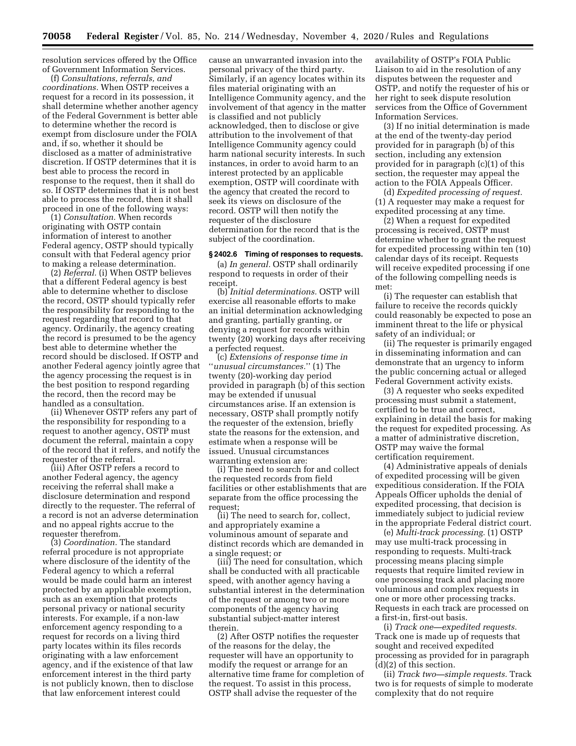resolution services offered by the Office of Government Information Services.

(f) *Consultations, referrals, and coordinations.* When OSTP receives a request for a record in its possession, it shall determine whether another agency of the Federal Government is better able to determine whether the record is exempt from disclosure under the FOIA and, if so, whether it should be disclosed as a matter of administrative discretion. If OSTP determines that it is best able to process the record in response to the request, then it shall do so. If OSTP determines that it is not best able to process the record, then it shall proceed in one of the following ways:

(1) *Consultation.* When records originating with OSTP contain information of interest to another Federal agency, OSTP should typically consult with that Federal agency prior to making a release determination.

(2) *Referral.* (i) When OSTP believes that a different Federal agency is best able to determine whether to disclose the record, OSTP should typically refer the responsibility for responding to the request regarding that record to that agency. Ordinarily, the agency creating the record is presumed to be the agency best able to determine whether the record should be disclosed. If OSTP and another Federal agency jointly agree that the agency processing the request is in the best position to respond regarding the record, then the record may be handled as a consultation.

(ii) Whenever OSTP refers any part of the responsibility for responding to a request to another agency, OSTP must document the referral, maintain a copy of the record that it refers, and notify the requester of the referral.

(iii) After OSTP refers a record to another Federal agency, the agency receiving the referral shall make a disclosure determination and respond directly to the requester. The referral of a record is not an adverse determination and no appeal rights accrue to the requester therefrom.

(3) *Coordination.* The standard referral procedure is not appropriate where disclosure of the identity of the Federal agency to which a referral would be made could harm an interest protected by an applicable exemption, such as an exemption that protects personal privacy or national security interests. For example, if a non-law enforcement agency responding to a request for records on a living third party locates within its files records originating with a law enforcement agency, and if the existence of that law enforcement interest in the third party is not publicly known, then to disclose that law enforcement interest could cause an unwarranted invasion into the personal privacy of the third party. Similarly, if an agency locates within its files material originating with an Intelligence Community agency, and the involvement of that agency in the matter is classified and not publicly acknowledged, then to disclose or give attribution to the involvement of that Intelligence Community agency could harm national security interests. In such instances, in order to avoid harm to an interest protected by an applicable exemption, OSTP will coordinate with the agency that created the record to seek its views on disclosure of the record. OSTP will then notify the requester of the disclosure determination for the record that is the subject of the coordination.

### § 2402.6 Timing of responses to requests.

(a) *In general.* OSTP shall ordinarily respond to requests in order of their receipt.

(b) *Initial determinations.* OSTP will exercise all reasonable efforts to make an initial determination acknowledging and granting, partially granting, or denying a request for records within twenty (20) working days after receiving a perfected request.

(c) *Extensions of response time in "unusual circumstances."* (1) The twenty (20)-working day period provided in paragraph (b) of this section may be extended if unusual circumstances arise. If an extension is necessary, OSTP shall promptly notify the requester of the extension, briefly state the reasons for the extension, and estimate when a response will be issued. Unusual circumstances warranting extension are:

(i) The need to search for and collect the requested records from field facilities or other establishments that are separate from the office processing the request;

(ii) The need to search for, collect, and appropriately examine a voluminous amount of separate and distinct records which are demanded in a single request; or

(iii) The need for consultation, which shall be conducted with all practicable speed, with another agency having a substantial interest in the determination of the request or among two or more components of the agency having substantial subject-matter interest therein.

(2) After OSTP notifies the requester of the reasons for the delay, the requester will have an opportunity to modify the request or arrange for an alternative time frame for completion of the request. To assist in this process, OSTP shall advise the requester of the availability of OSTP's FOIA Public Liaison to aid in the resolution of any disputes between the requester and OSTP, and notify the requester of his or her right to seek dispute resolution services from the Office of Government Information Services.

(3) If no initial determination is made at the end of the twenty-day period provided for in paragraph (b) of this section, including any extension provided for in paragraph (c)(1) of this section, the requester may appeal the action to the FOIA Appeals Officer.

(d) *Expedited processing of request.* (1) A requester may make a request for expedited processing at any time.

(2) When a request for expedited processing is received, OSTP must determine whether to grant the request for expedited processing within ten (10) calendar days of its receipt. Requests will receive expedited processing if one of the following compelling needs is met:

(i) The requester can establish that failure to receive the records quickly could reasonably be expected to pose an imminent threat to the life or physical safety of an individual; or

(ii) The requester is primarily engaged in disseminating information and can demonstrate that an urgency to inform the public concerning actual or alleged Federal Government activity exists.

(3) A requester who seeks expedited processing must submit a statement, certified to be true and correct, explaining in detail the basis for making the request for expedited processing. As a matter of administrative discretion, OSTP may waive the formal certification requirement.

(4) Administrative appeals of denials of expedited processing will be given expeditious consideration. If the FOIA Appeals Officer upholds the denial of expedited processing, that decision is immediately subject to judicial review in the appropriate Federal district court.

(e) *Multi-track processing.* (1) OSTP may use multi-track processing in responding to requests. Multi-track processing means placing simple requests that require limited review in one processing track and placing more voluminous and complex requests in one or more other processing tracks. Requests in each track are processed on a first-in, first-out basis.

(i) *Track one—expedited requests.* Track one is made up of requests that sought and received expedited processing as provided for in paragraph (d)(2) of this section.

(ii) *Track two—simple requests.* Track two is for requests of simple to moderate complexity that do not require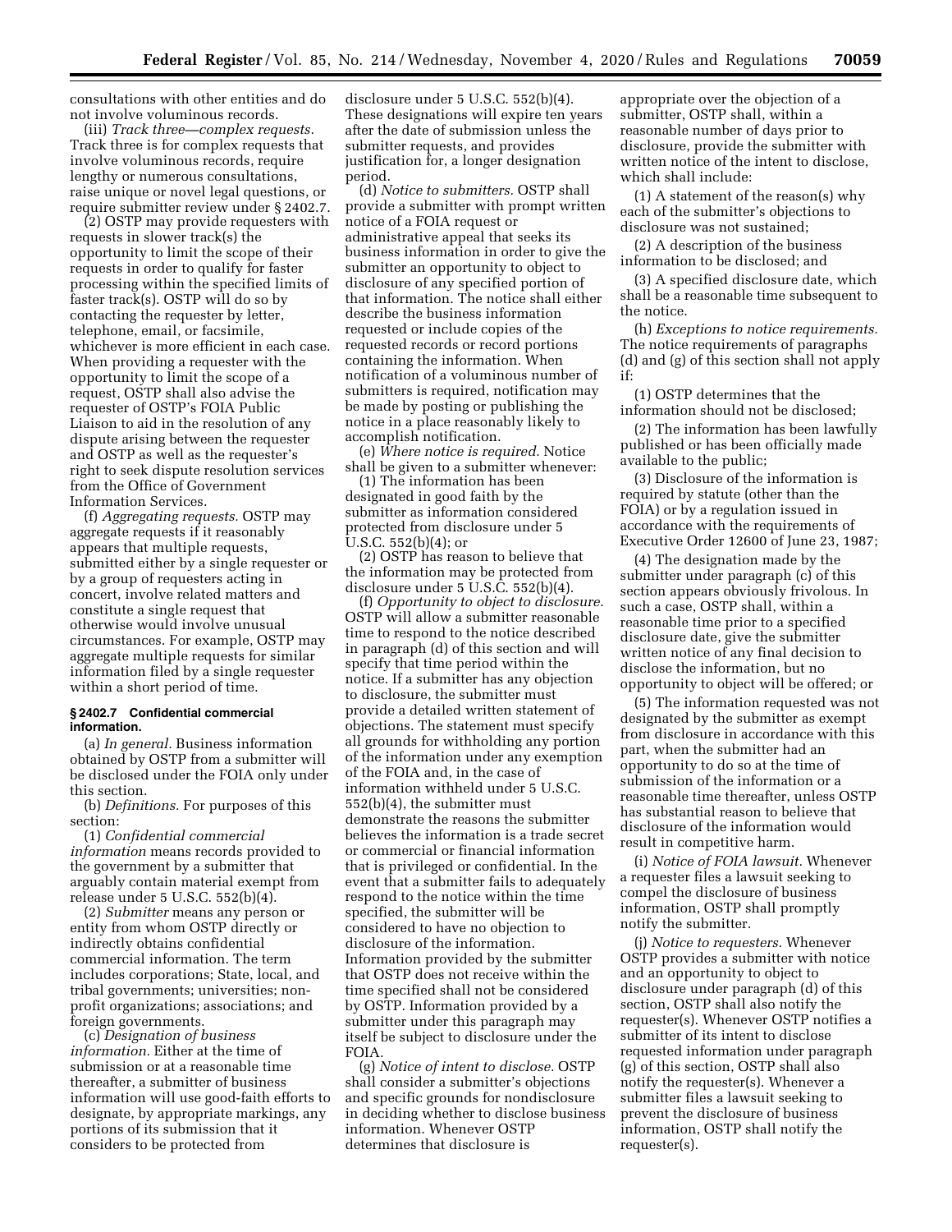consultations with other entities and do not involve voluminous records.

(iii) *Track three—complex requests.* Track three is for complex requests that involve voluminous records, require lengthy or numerous consultations, raise unique or novel legal questions, or require submitter review under § 2402.7.

(2) OSTP may provide requesters with requests in slower track(s) the opportunity to limit the scope of their requests in order to qualify for faster processing within the specified limits of faster track(s). OSTP will do so by contacting the requester by letter, telephone, email, or facsimile, whichever is more efficient in each case. When providing a requester with the opportunity to limit the scope of a request, OSTP shall also advise the requester of OSTP's FOIA Public Liaison to aid in the resolution of any dispute arising between the requester and OSTP as well as the requester's right to seek dispute resolution services from the Office of Government Information Services.

(f) *Aggregating requests.* OSTP may aggregate requests if it reasonably appears that multiple requests, submitted either by a single requester or by a group of requesters acting in concert, involve related matters and constitute a single request that otherwise would involve unusual circumstances. For example, OSTP may aggregate multiple requests for similar information filed by a single requester within a short period of time.

### § 2402.7 Confidential commercial information.

(a) *In general.* Business information obtained by OSTP from a submitter will be disclosed under the FOIA only under this section.

(b) *Definitions.* For purposes of this section:

(1) *Confidential commercial information* means records provided to the government by a submitter that arguably contain material exempt from release under 5 U.S.C. 552(b)(4).

(2) *Submitter* means any person or entity from whom OSTP directly or indirectly obtains confidential commercial information. The term includes corporations; State, local, and tribal governments; universities; non-profit organizations; associations; and foreign governments.

(c) *Designation of business information.* Either at the time of submission or at a reasonable time thereafter, a submitter of business information will use good-faith efforts to designate, by appropriate markings, any portions of its submission that it considers to be protected from disclosure under 5 U.S.C. 552(b)(4). These designations will expire ten years after the date of submission unless the submitter requests, and provides justification for, a longer designation period.

(d) *Notice to submitters.* OSTP shall provide a submitter with prompt written notice of a FOIA request or administrative appeal that seeks its business information in order to give the submitter an opportunity to object to disclosure of any specified portion of that information. The notice shall either describe the business information requested or include copies of the requested records or record portions containing the information. When notification of a voluminous number of submitters is required, notification may be made by posting or publishing the notice in a place reasonably likely to accomplish notification.

(e) *Where notice is required.* Notice shall be given to a submitter whenever:

(1) The information has been designated in good faith by the submitter as information considered protected from disclosure under 5 U.S.C. 552(b)(4); or

(2) OSTP has reason to believe that the information may be protected from disclosure under 5 U.S.C. 552(b)(4).

(f) *Opportunity to object to disclosure.* OSTP will allow a submitter reasonable time to respond to the notice described in paragraph (d) of this section and will specify that time period within the notice. If a submitter has any objection to disclosure, the submitter must provide a detailed written statement of objections. The statement must specify all grounds for withholding any portion of the information under any exemption of the FOIA and, in the case of information withheld under 5 U.S.C. 552(b)(4), the submitter must demonstrate the reasons the submitter believes the information is a trade secret or commercial or financial information that is privileged or confidential. In the event that a submitter fails to adequately respond to the notice within the time specified, the submitter will be considered to have no objection to disclosure of the information. Information provided by the submitter that OSTP does not receive within the time specified shall not be considered by OSTP. Information provided by a submitter under this paragraph may itself be subject to disclosure under the FOIA.

(g) *Notice of intent to disclose.* OSTP shall consider a submitter's objections and specific grounds for nondisclosure in deciding whether to disclose business information. Whenever OSTP determines that disclosure is appropriate over the objection of a submitter, OSTP shall, within a reasonable number of days prior to disclosure, provide the submitter with written notice of the intent to disclose, which shall include:

(1) A statement of the reason(s) why each of the submitter's objections to disclosure was not sustained;

(2) A description of the business information to be disclosed; and

(3) A specified disclosure date, which shall be a reasonable time subsequent to the notice.

(h) *Exceptions to notice requirements.* The notice requirements of paragraphs (d) and (g) of this section shall not apply if:

(1) OSTP determines that the information should not be disclosed;

(2) The information has been lawfully published or has been officially made available to the public;

(3) Disclosure of the information is required by statute (other than the FOIA) or by a regulation issued in accordance with the requirements of Executive Order 12600 of June 23, 1987;

(4) The designation made by the submitter under paragraph (c) of this section appears obviously frivolous. In such a case, OSTP shall, within a reasonable time prior to a specified disclosure date, give the submitter written notice of any final decision to disclose the information, but no opportunity to object will be offered; or

(5) The information requested was not designated by the submitter as exempt from disclosure in accordance with this part, when the submitter had an opportunity to do so at the time of submission of the information or a reasonable time thereafter, unless OSTP has substantial reason to believe that disclosure of the information would result in competitive harm.

(i) *Notice of FOIA lawsuit.* Whenever a requester files a lawsuit seeking to compel the disclosure of business information, OSTP shall promptly notify the submitter.

(j) *Notice to requesters.* Whenever OSTP provides a submitter with notice and an opportunity to object to disclosure under paragraph (d) of this section, OSTP shall also notify the requester(s). Whenever OSTP notifies a submitter of its intent to disclose requested information under paragraph (g) of this section, OSTP shall also notify the requester(s). Whenever a submitter files a lawsuit seeking to prevent the disclosure of business information, OSTP shall notify the requester(s).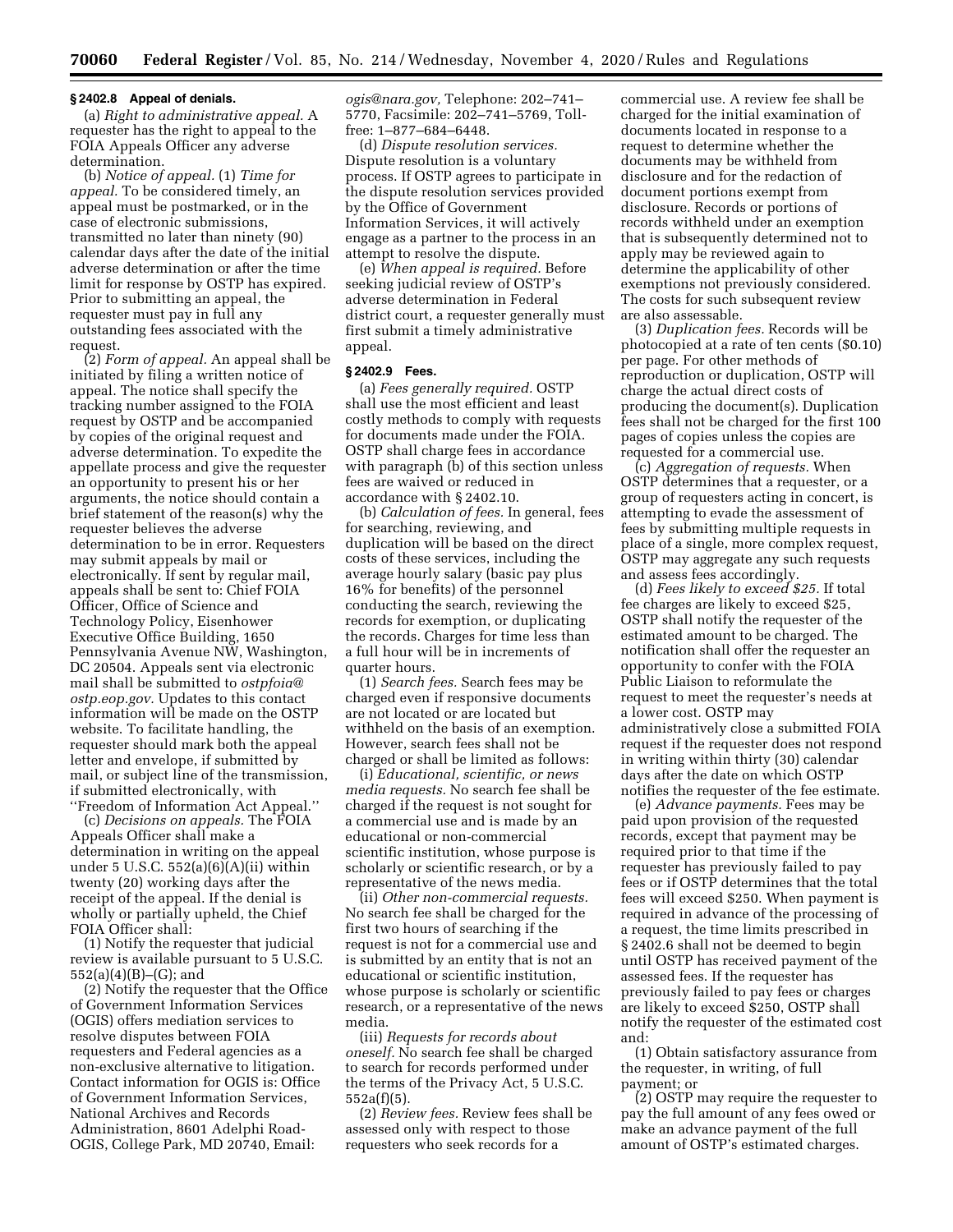### § 2402.8 Appeal of denials.

(a) *Right to administrative appeal.* A requester has the right to appeal to the FOIA Appeals Officer any adverse determination.

(b) *Notice of appeal.* (1) *Time for appeal.* To be considered timely, an appeal must be postmarked, or in the case of electronic submissions, transmitted no later than ninety (90) calendar days after the date of the initial adverse determination or after the time limit for response by OSTP has expired. Prior to submitting an appeal, the requester must pay in full any outstanding fees associated with the request.

(2) *Form of appeal.* An appeal shall be initiated by filing a written notice of appeal. The notice shall specify the tracking number assigned to the FOIA request by OSTP and be accompanied by copies of the original request and adverse determination. To expedite the appellate process and give the requester an opportunity to present his or her arguments, the notice should contain a brief statement of the reason(s) why the requester believes the adverse determination to be in error. Requesters may submit appeals by mail or electronically. If sent by regular mail, appeals shall be sent to: Chief FOIA Officer, Office of Science and Technology Policy, Eisenhower Executive Office Building, 1650 Pennsylvania Avenue NW, Washington, DC 20504. Appeals sent via electronic mail shall be submitted to *ostpfoia@ostp.eop.gov.* Updates to this contact information will be made on the OSTP website. To facilitate handling, the requester should mark both the appeal letter and envelope, if submitted by mail, or subject line of the transmission, if submitted electronically, with ''Freedom of Information Act Appeal.''

(c) *Decisions on appeals.* The FOIA Appeals Officer shall make a determination in writing on the appeal under 5 U.S.C. 552(a)(6)(A)(ii) within twenty (20) working days after the receipt of the appeal. If the denial is wholly or partially upheld, the Chief FOIA Officer shall:

(1) Notify the requester that judicial review is available pursuant to 5 U.S.C. 552(a)(4)(B)–(G); and

(2) Notify the requester that the Office of Government Information Services (OGIS) offers mediation services to resolve disputes between FOIA requesters and Federal agencies as a non-exclusive alternative to litigation. Contact information for OGIS is: Office of Government Information Services, National Archives and Records Administration, 8601 Adelphi Road-OGIS, College Park, MD 20740, Email: *ogis@nara.gov,* Telephone: 202–741–5770, Facsimile: 202–741–5769, Toll-free: 1–877–684–6448.

(d) *Dispute resolution services.* Dispute resolution is a voluntary process. If OSTP agrees to participate in the dispute resolution services provided by the Office of Government Information Services, it will actively engage as a partner to the process in an attempt to resolve the dispute.

(e) *When appeal is required.* Before seeking judicial review of OSTP's adverse determination in Federal district court, a requester generally must first submit a timely administrative appeal.

### § 2402.9 Fees.

(a) *Fees generally required.* OSTP shall use the most efficient and least costly methods to comply with requests for documents made under the FOIA. OSTP shall charge fees in accordance with paragraph (b) of this section unless fees are waived or reduced in accordance with § 2402.10.

(b) *Calculation of fees.* In general, fees for searching, reviewing, and duplication will be based on the direct costs of these services, including the average hourly salary (basic pay plus 16% for benefits) of the personnel conducting the search, reviewing the records for exemption, or duplicating the records. Charges for time less than a full hour will be in increments of quarter hours.

(1) *Search fees.* Search fees may be charged even if responsive documents are not located or are located but withheld on the basis of an exemption. However, search fees shall not be charged or shall be limited as follows:

(i) *Educational, scientific, or news media requests.* No search fee shall be charged if the request is not sought for a commercial use and is made by an educational or non-commercial scientific institution, whose purpose is scholarly or scientific research, or by a representative of the news media.

(ii) *Other non-commercial requests.* No search fee shall be charged for the first two hours of searching if the request is not for a commercial use and is submitted by an entity that is not an educational or scientific institution, whose purpose is scholarly or scientific research, or a representative of the news media.

(iii) *Requests for records about oneself.* No search fee shall be charged to search for records performed under the terms of the Privacy Act, 5 U.S.C. 552a(f)(5).

(2) *Review fees.* Review fees shall be assessed only with respect to those requesters who seek records for a commercial use. A review fee shall be charged for the initial examination of documents located in response to a request to determine whether the documents may be withheld from disclosure and for the redaction of document portions exempt from disclosure. Records or portions of records withheld under an exemption that is subsequently determined not to apply may be reviewed again to determine the applicability of other exemptions not previously considered. The costs for such subsequent review are also assessable.

(3) *Duplication fees.* Records will be photocopied at a rate of ten cents ($0.10) per page. For other methods of reproduction or duplication, OSTP will charge the actual direct costs of producing the document(s). Duplication fees shall not be charged for the first 100 pages of copies unless the copies are requested for a commercial use.

(c) *Aggregation of requests.* When OSTP determines that a requester, or a group of requesters acting in concert, is attempting to evade the assessment of fees by submitting multiple requests in place of a single, more complex request, OSTP may aggregate any such requests and assess fees accordingly.

(d) *Fees likely to exceed $25.* If total fee charges are likely to exceed $25, OSTP shall notify the requester of the estimated amount to be charged. The notification shall offer the requester an opportunity to confer with the FOIA Public Liaison to reformulate the request to meet the requester's needs at a lower cost. OSTP may administratively close a submitted FOIA request if the requester does not respond in writing within thirty (30) calendar days after the date on which OSTP notifies the requester of the fee estimate.

(e) *Advance payments.* Fees may be paid upon provision of the requested records, except that payment may be required prior to that time if the requester has previously failed to pay fees or if OSTP determines that the total fees will exceed $250. When payment is required in advance of the processing of a request, the time limits prescribed in § 2402.6 shall not be deemed to begin until OSTP has received payment of the assessed fees. If the requester has previously failed to pay fees or charges are likely to exceed $250, OSTP shall notify the requester of the estimated cost and:

(1) Obtain satisfactory assurance from the requester, in writing, of full payment; or

(2) OSTP may require the requester to pay the full amount of any fees owed or make an advance payment of the full amount of OSTP's estimated charges.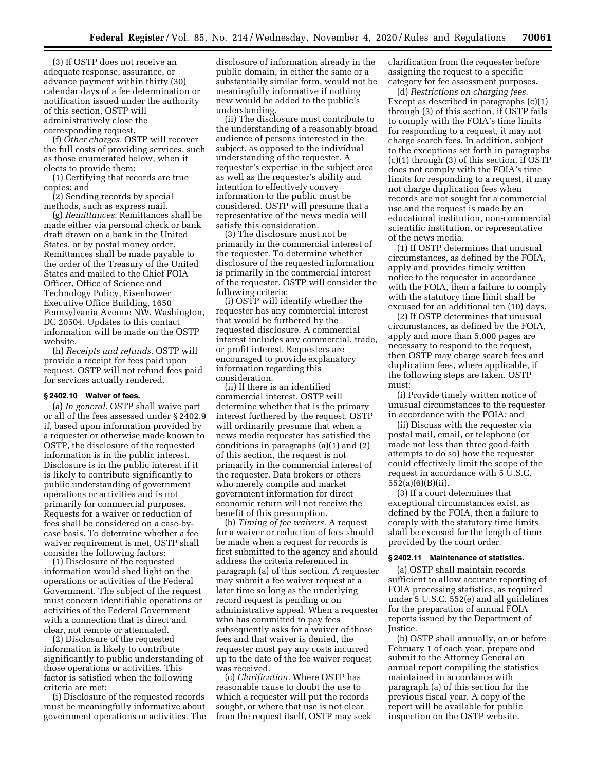(3) If OSTP does not receive an adequate response, assurance, or advance payment within thirty (30) calendar days of a fee determination or notification issued under the authority of this section, OSTP will administratively close the corresponding request.

(f) *Other charges.* OSTP will recover the full costs of providing services, such as those enumerated below, when it elects to provide them:

(1) Certifying that records are true copies; and

(2) Sending records by special methods, such as express mail.

(g) *Remittances.* Remittances shall be made either via personal check or bank draft drawn on a bank in the United States, or by postal money order. Remittances shall be made payable to the order of the Treasury of the United States and mailed to the Chief FOIA Officer, Office of Science and Technology Policy, Eisenhower Executive Office Building, 1650 Pennsylvania Avenue NW, Washington, DC 20504. Updates to this contact information will be made on the OSTP website.

(h) *Receipts and refunds.* OSTP will provide a receipt for fees paid upon request. OSTP will not refund fees paid for services actually rendered.

**§ 2402.10 Waiver of fees.**

(a) *In general.* OSTP shall waive part or all of the fees assessed under § 2402.9 if, based upon information provided by a requester or otherwise made known to OSTP, the disclosure of the requested information is in the public interest. Disclosure is in the public interest if it is likely to contribute significantly to public understanding of government operations or activities and is not primarily for commercial purposes. Requests for a waiver or reduction of fees shall be considered on a case-by-case basis. To determine whether a fee waiver requirement is met, OSTP shall consider the following factors:

(1) Disclosure of the requested information would shed light on the operations or activities of the Federal Government. The subject of the request must concern identifiable operations or activities of the Federal Government with a connection that is direct and clear, not remote or attenuated.

(2) Disclosure of the requested information is likely to contribute significantly to public understanding of those operations or activities. This factor is satisfied when the following criteria are met:

(i) Disclosure of the requested records must be meaningfully informative about government operations or activities. The disclosure of information already in the public domain, in either the same or a substantially similar form, would not be meaningfully informative if nothing new would be added to the public's understanding.

(ii) The disclosure must contribute to the understanding of a reasonably broad audience of persons interested in the subject, as opposed to the individual understanding of the requester. A requester's expertise in the subject area as well as the requester's ability and intention to effectively convey information to the public must be considered. OSTP will presume that a representative of the news media will satisfy this consideration.

(3) The disclosure must not be primarily in the commercial interest of the requester. To determine whether disclosure of the requested information is primarily in the commercial interest of the requester, OSTP will consider the following criteria:

(i) OSTP will identify whether the requester has any commercial interest that would be furthered by the requested disclosure. A commercial interest includes any commercial, trade, or profit interest. Requesters are encouraged to provide explanatory information regarding this consideration.

(ii) If there is an identified commercial interest, OSTP will determine whether that is the primary interest furthered by the request. OSTP will ordinarily presume that when a news media requester has satisfied the conditions in paragraphs (a)(1) and (2) of this section, the request is not primarily in the commercial interest of the requester. Data brokers or others who merely compile and market government information for direct economic return will not receive the benefit of this presumption.

(b) *Timing of fee waivers.* A request for a waiver or reduction of fees should be made when a request for records is first submitted to the agency and should address the criteria referenced in paragraph (a) of this section. A requester may submit a fee waiver request at a later time so long as the underlying record request is pending or on administrative appeal. When a requester who has committed to pay fees subsequently asks for a waiver of those fees and that waiver is denied, the requester must pay any costs incurred up to the date of the fee waiver request was received.

(c) *Clarification.* Where OSTP has reasonable cause to doubt the use to which a requester will put the records sought, or where that use is not clear from the request itself, OSTP may seek clarification from the requester before assigning the request to a specific category for fee assessment purposes.

(d) *Restrictions on charging fees.* Except as described in paragraphs (c)(1) through (3) of this section, if OSTP fails to comply with the FOIA's time limits for responding to a request, it may not charge search fees. In addition, subject to the exceptions set forth in paragraphs (c)(1) through (3) of this section, if OSTP does not comply with the FOIA's time limits for responding to a request, it may not charge duplication fees when records are not sought for a commercial use and the request is made by an educational institution, non-commercial scientific institution, or representative of the news media.

(1) If OSTP determines that unusual circumstances, as defined by the FOIA, apply and provides timely written notice to the requester in accordance with the FOIA, then a failure to comply with the statutory time limit shall be excused for an additional ten (10) days.

(2) If OSTP determines that unusual circumstances, as defined by the FOIA, apply and more than 5,000 pages are necessary to respond to the request, then OSTP may charge search fees and duplication fees, where applicable, if the following steps are taken. OSTP must:

(i) Provide timely written notice of unusual circumstances to the requester in accordance with the FOIA; and

(ii) Discuss with the requester via postal mail, email, or telephone (or made not less than three good-faith attempts to do so) how the requester could effectively limit the scope of the request in accordance with 5 U.S.C. 552(a)(6)(B)(ii).

(3) If a court determines that exceptional circumstances exist, as defined by the FOIA, then a failure to comply with the statutory time limits shall be excused for the length of time provided by the court order.

**§ 2402.11 Maintenance of statistics.**

(a) OSTP shall maintain records sufficient to allow accurate reporting of FOIA processing statistics, as required under 5 U.S.C. 552(e) and all guidelines for the preparation of annual FOIA reports issued by the Department of Justice.

(b) OSTP shall annually, on or before February 1 of each year, prepare and submit to the Attorney General an annual report compiling the statistics maintained in accordance with paragraph (a) of this section for the previous fiscal year. A copy of the report will be available for public inspection on the OSTP website.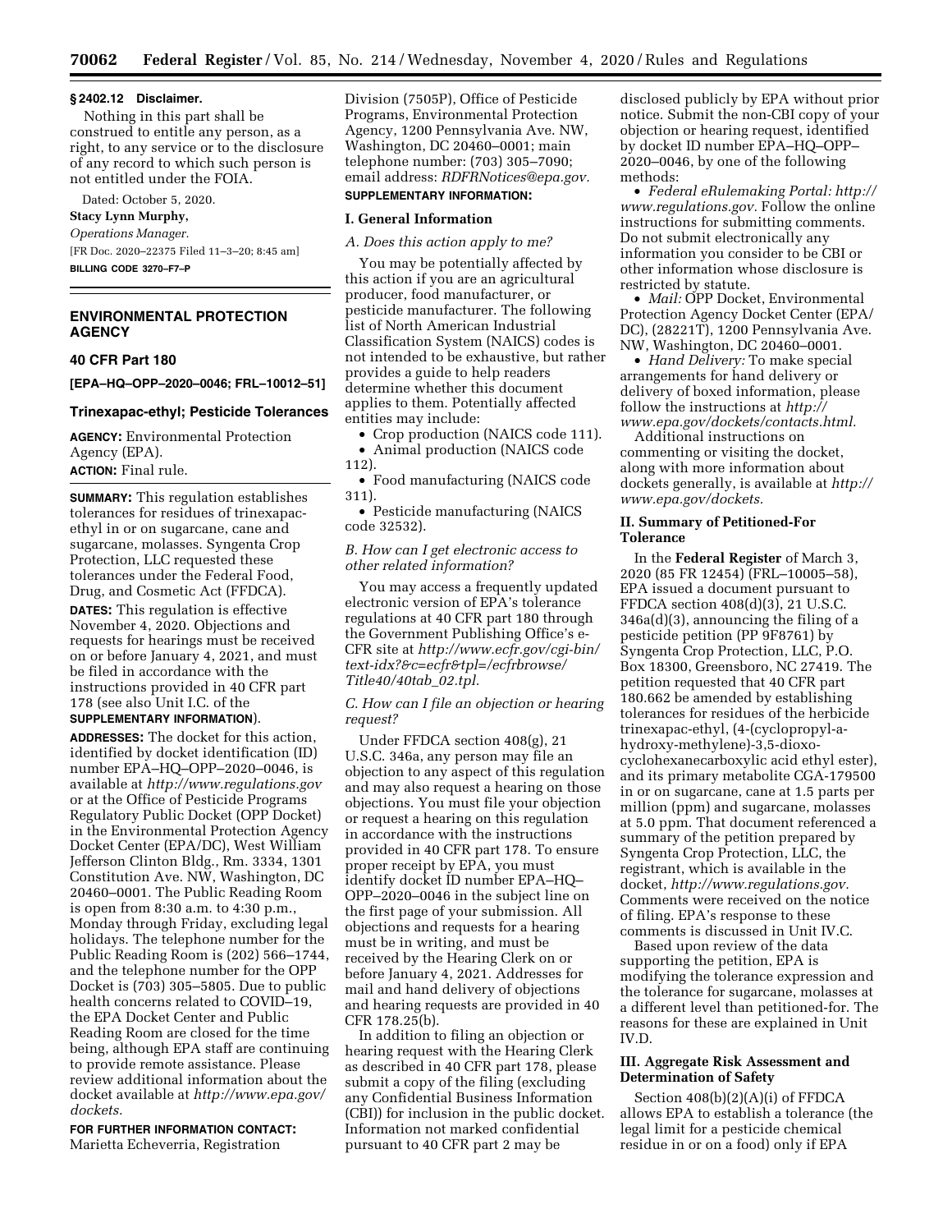**§ 2402.12 Disclaimer.**

Nothing in this part shall be construed to entitle any person, as a right, to any service or to the disclosure of any record to which such person is not entitled under the FOIA.

Dated: October 5, 2020.

**Stacy Lynn Murphy,**

*Operations Manager.*

[FR Doc. 2020–22375 Filed 11–3–20; 8:45 am]

**BILLING CODE 3270–F7–P**

## ENVIRONMENTAL PROTECTION AGENCY

### 40 CFR Part 180

**[EPA–HQ–OPP–2020–0046; FRL–10012–51]**

### Trinexapac-ethyl; Pesticide Tolerances

**AGENCY:** Environmental Protection Agency (EPA).

**ACTION:** Final rule.

**SUMMARY:** This regulation establishes tolerances for residues of trinexapac-ethyl in or on sugarcane, cane and sugarcane, molasses. Syngenta Crop Protection, LLC requested these tolerances under the Federal Food, Drug, and Cosmetic Act (FFDCA).

**DATES:** This regulation is effective November 4, 2020. Objections and requests for hearings must be received on or before January 4, 2021, and must be filed in accordance with the instructions provided in 40 CFR part 178 (see also Unit I.C. of the **SUPPLEMENTARY INFORMATION**).

**ADDRESSES:** The docket for this action, identified by docket identification (ID) number EPA–HQ–OPP–2020–0046, is available at *http://www.regulations.gov* or at the Office of Pesticide Programs Regulatory Public Docket (OPP Docket) in the Environmental Protection Agency Docket Center (EPA/DC), West William Jefferson Clinton Bldg., Rm. 3334, 1301 Constitution Ave. NW, Washington, DC 20460–0001. The Public Reading Room is open from 8:30 a.m. to 4:30 p.m., Monday through Friday, excluding legal holidays. The telephone number for the Public Reading Room is (202) 566–1744, and the telephone number for the OPP Docket is (703) 305–5805. Due to public health concerns related to COVID–19, the EPA Docket Center and Public Reading Room are closed for the time being, although EPA staff are continuing to provide remote assistance. Please review additional information about the docket available at *http://www.epa.gov/dockets.*

**FOR FURTHER INFORMATION CONTACT:** Marietta Echeverria, Registration Division (7505P), Office of Pesticide Programs, Environmental Protection Agency, 1200 Pennsylvania Ave. NW, Washington, DC 20460–0001; main telephone number: (703) 305–7090; email address: *RDFRNotices@epa.gov.*

**SUPPLEMENTARY INFORMATION:**

### I. General Information

*A. Does this action apply to me?*

You may be potentially affected by this action if you are an agricultural producer, food manufacturer, or pesticide manufacturer. The following list of North American Industrial Classification System (NAICS) codes is not intended to be exhaustive, but rather provides a guide to help readers determine whether this document applies to them. Potentially affected entities may include:

- Crop production (NAICS code 111).
- Animal production (NAICS code 112).
- Food manufacturing (NAICS code 311).
- Pesticide manufacturing (NAICS code 32532).

*B. How can I get electronic access to other related information?*

You may access a frequently updated electronic version of EPA's tolerance regulations at 40 CFR part 180 through the Government Publishing Office's e-CFR site at *http://www.ecfr.gov/cgi-bin/text-idx?&c=ecfr&tpl=/ecfrbrowse/Title40/40tab_02.tpl.*

*C. How can I file an objection or hearing request?*

Under FFDCA section 408(g), 21 U.S.C. 346a, any person may file an objection to any aspect of this regulation and may also request a hearing on those objections. You must file your objection or request a hearing on this regulation in accordance with the instructions provided in 40 CFR part 178. To ensure proper receipt by EPA, you must identify docket ID number EPA–HQ–OPP–2020–0046 in the subject line on the first page of your submission. All objections and requests for a hearing must be in writing, and must be received by the Hearing Clerk on or before January 4, 2021. Addresses for mail and hand delivery of objections and hearing requests are provided in 40 CFR 178.25(b).

In addition to filing an objection or hearing request with the Hearing Clerk as described in 40 CFR part 178, please submit a copy of the filing (excluding any Confidential Business Information (CBI)) for inclusion in the public docket. Information not marked confidential pursuant to 40 CFR part 2 may be disclosed publicly by EPA without prior notice. Submit the non-CBI copy of your objection or hearing request, identified by docket ID number EPA–HQ–OPP–2020–0046, by one of the following methods:

- *Federal eRulemaking Portal: http://www.regulations.gov.* Follow the online instructions for submitting comments. Do not submit electronically any information you consider to be CBI or other information whose disclosure is restricted by statute.
- *Mail:* OPP Docket, Environmental Protection Agency Docket Center (EPA/DC), (28221T), 1200 Pennsylvania Ave. NW, Washington, DC 20460–0001.
- *Hand Delivery:* To make special arrangements for hand delivery or delivery of boxed information, please follow the instructions at *http://www.epa.gov/dockets/contacts.html.*

Additional instructions on commenting or visiting the docket, along with more information about dockets generally, is available at *http://www.epa.gov/dockets.*

### II. Summary of Petitioned-For Tolerance

In the **Federal Register** of March 3, 2020 (85 FR 12454) (FRL–10005–58), EPA issued a document pursuant to FFDCA section 408(d)(3), 21 U.S.C. 346a(d)(3), announcing the filing of a pesticide petition (PP 9F8761) by Syngenta Crop Protection, LLC, P.O. Box 18300, Greensboro, NC 27419. The petition requested that 40 CFR part 180.662 be amended by establishing tolerances for residues of the herbicide trinexapac-ethyl, (4-(cyclopropyl-a-hydroxy-methylene)-3,5-dioxo-cyclohexanecarboxylic acid ethyl ester), and its primary metabolite CGA-179500 in or on sugarcane, cane at 1.5 parts per million (ppm) and sugarcane, molasses at 5.0 ppm. That document referenced a summary of the petition prepared by Syngenta Crop Protection, LLC, the registrant, which is available in the docket, *http://www.regulations.gov.* Comments were received on the notice of filing. EPA's response to these comments is discussed in Unit IV.C.

Based upon review of the data supporting the petition, EPA is modifying the tolerance expression and the tolerance for sugarcane, molasses at a different level than petitioned-for. The reasons for these are explained in Unit IV.D.

### III. Aggregate Risk Assessment and Determination of Safety

Section 408(b)(2)(A)(i) of FFDCA allows EPA to establish a tolerance (the legal limit for a pesticide chemical residue in or on a food) only if EPA